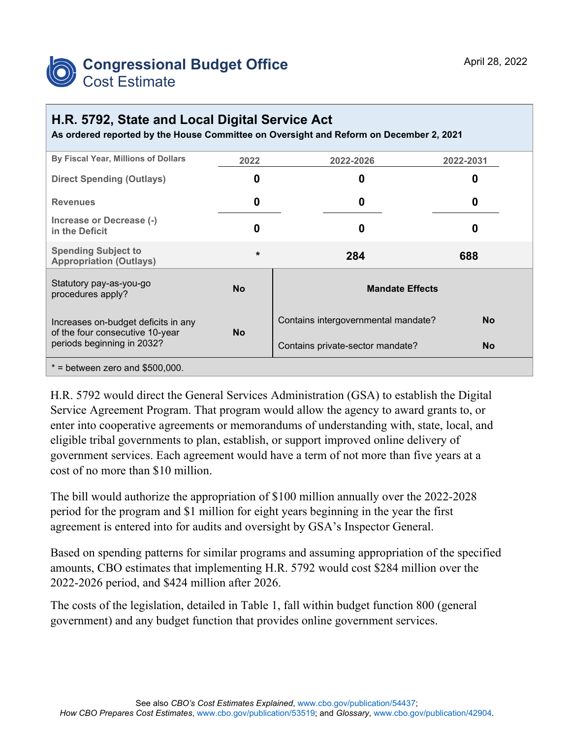# Congressional Budget Office
## Cost Estimate

April 28, 2022

## H.R. 5792, State and Local Digital Service Act

**As ordered reported by the House Committee on Oversight and Reform on December 2, 2021**

| By Fiscal Year, Millions of Dollars | 2022 | 2022-2026 | 2022-2031 |
|---|---|---|---|
| Direct Spending (Outlays) | 0 | 0 | 0 |
| Revenues | 0 | 0 | 0 |
| Increase or Decrease (-) in the Deficit | 0 | 0 | 0 |
| Spending Subject to Appropriation (Outlays) | * | 284 | 688 |

| | | Mandate Effects | |
|---|---|---|---|
| Statutory pay-as-you-go procedures apply? | No | Contains intergovernmental mandate? | No |
| Increases on-budget deficits in any of the four consecutive 10-year periods beginning in 2032? | No | Contains private-sector mandate? | No |

* = between zero and $500,000.

H.R. 5792 would direct the General Services Administration (GSA) to establish the Digital Service Agreement Program. That program would allow the agency to award grants to, or enter into cooperative agreements or memorandums of understanding with, state, local, and eligible tribal governments to plan, establish, or support improved online delivery of government services. Each agreement would have a term of not more than five years at a cost of no more than $10 million.

The bill would authorize the appropriation of $100 million annually over the 2022-2028 period for the program and $1 million for eight years beginning in the year the first agreement is entered into for audits and oversight by GSA's Inspector General.

Based on spending patterns for similar programs and assuming appropriation of the specified amounts, CBO estimates that implementing H.R. 5792 would cost $284 million over the 2022-2026 period, and $424 million after 2026.

The costs of the legislation, detailed in Table 1, fall within budget function 800 (general government) and any budget function that provides online government services.

See also *CBO's Cost Estimates Explained*, www.cbo.gov/publication/54437; *How CBO Prepares Cost Estimates*, www.cbo.gov/publication/53519; and *Glossary*, www.cbo.gov/publication/42904.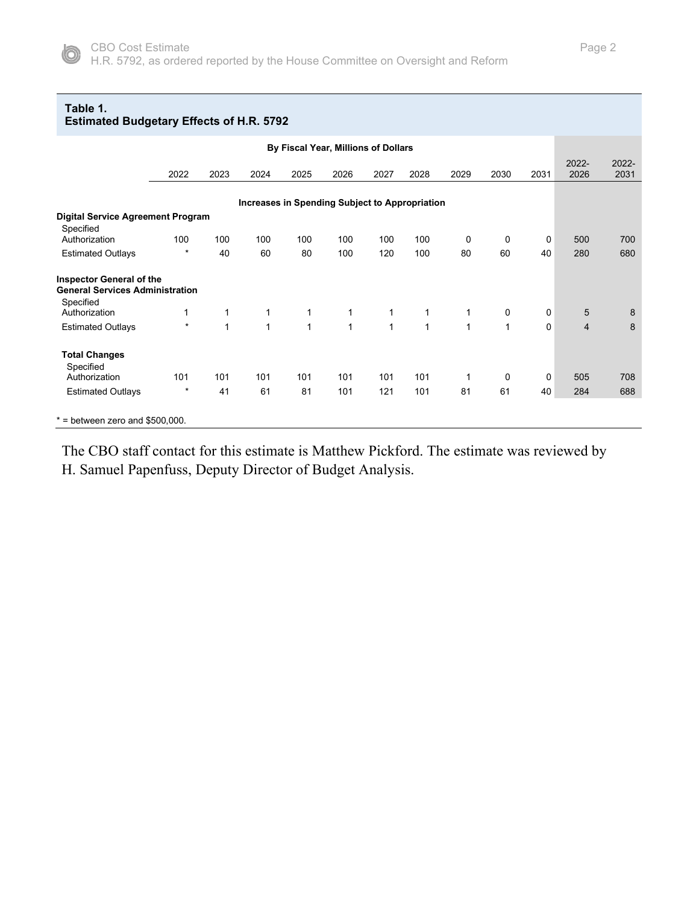**Table 1.**
**Estimated Budgetary Effects of H.R. 5792**

| | By Fiscal Year, Millions of Dollars | | | | | | | | | | | |
|---|---|---|---|---|---|---|---|---|---|---|---|---|
| | 2022 | 2023 | 2024 | 2025 | 2026 | 2027 | 2028 | 2029 | 2030 | 2031 | 2022-2026 | 2022-2031 |
| **Increases in Spending Subject to Appropriation** | | | | | | | | | | | | |
| **Digital Service Agreement Program** | | | | | | | | | | | | |
| Specified Authorization | 100 | 100 | 100 | 100 | 100 | 100 | 100 | 0 | 0 | 0 | 500 | 700 |
| Estimated Outlays | * | 40 | 60 | 80 | 100 | 120 | 100 | 80 | 60 | 40 | 280 | 680 |
| **Inspector General of the General Services Administration** | | | | | | | | | | | | |
| Specified Authorization | 1 | 1 | 1 | 1 | 1 | 1 | 1 | 1 | 0 | 0 | 5 | 8 |
| Estimated Outlays | * | 1 | 1 | 1 | 1 | 1 | 1 | 1 | 1 | 0 | 4 | 8 |
| **Total Changes** | | | | | | | | | | | | |
| Specified Authorization | 101 | 101 | 101 | 101 | 101 | 101 | 101 | 1 | 0 | 0 | 505 | 708 |
| Estimated Outlays | * | 41 | 61 | 81 | 101 | 121 | 101 | 81 | 61 | 40 | 284 | 688 |

* = between zero and $500,000.

The CBO staff contact for this estimate is Matthew Pickford. The estimate was reviewed by H. Samuel Papenfuss, Deputy Director of Budget Analysis.